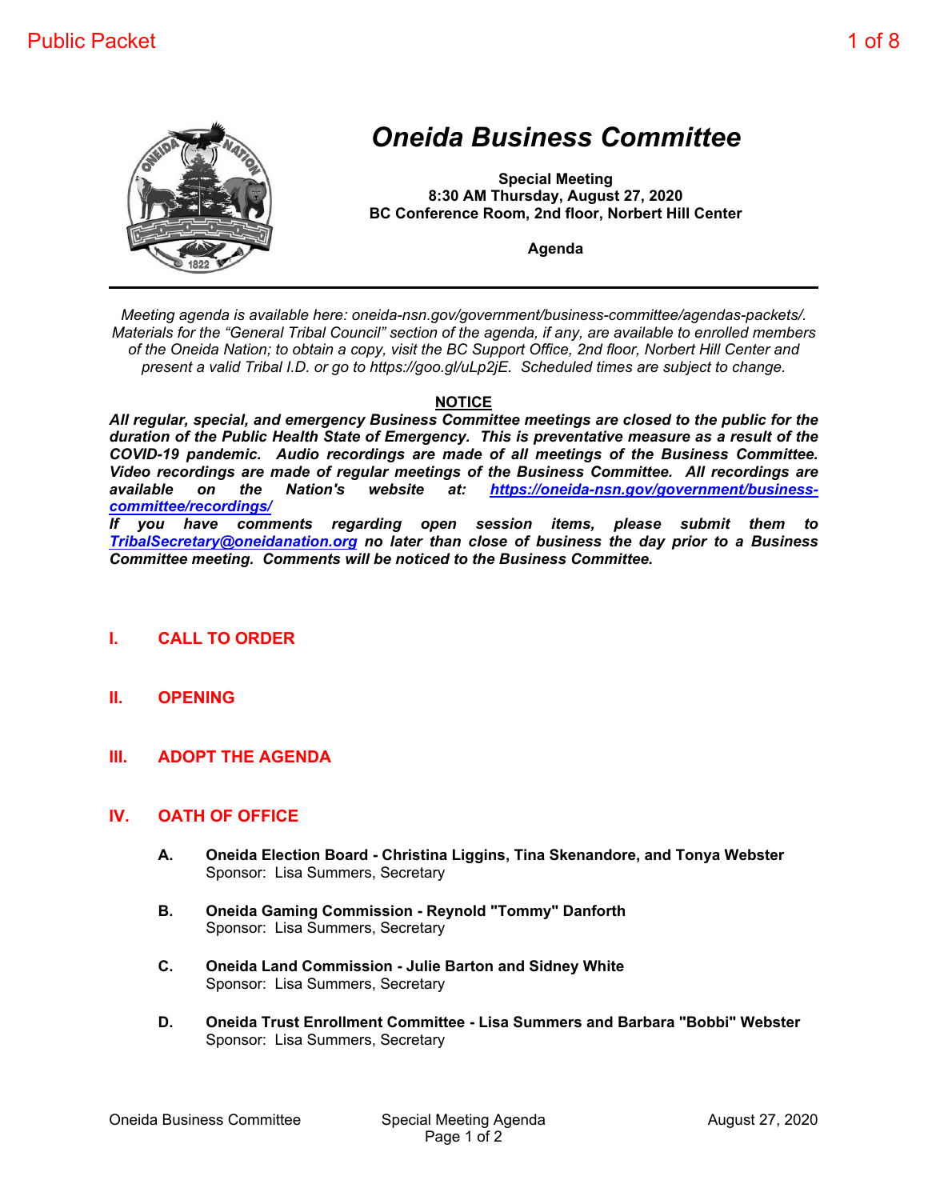# *Oneida Business Committee*

**Special Meeting**
**8:30 AM Thursday, August 27, 2020**
**BC Conference Room, 2nd floor, Norbert Hill Center**

**Agenda**

---

*Meeting agenda is available here: oneida-nsn.gov/government/business-committee/agendas-packets/. Materials for the "General Tribal Council" section of the agenda, if any, are available to enrolled members of the Oneida Nation; to obtain a copy, visit the BC Support Office, 2nd floor, Norbert Hill Center and present a valid Tribal I.D. or go to https://goo.gl/uLp2jE. Scheduled times are subject to change.*

**NOTICE**

***All regular, special, and emergency Business Committee meetings are closed to the public for the duration of the Public Health State of Emergency. This is preventative measure as a result of the COVID-19 pandemic. Audio recordings are made of all meetings of the Business Committee. Video recordings are made of regular meetings of the Business Committee. All recordings are available on the Nation's website at: [https://oneida-nsn.gov/government/business-committee/recordings/](https://oneida-nsn.gov/government/business-committee/recordings/)***
***If you have comments regarding open session items, please submit them to [TribalSecretary@oneidanation.org](mailto:TribalSecretary@oneidanation.org) no later than close of business the day prior to a Business Committee meeting. Comments will be noticed to the Business Committee.***

## I. CALL TO ORDER

## II. OPENING

## III. ADOPT THE AGENDA

## IV. OATH OF OFFICE

**A. Oneida Election Board - Christina Liggins, Tina Skenandore, and Tonya Webster**
Sponsor: Lisa Summers, Secretary

**B. Oneida Gaming Commission - Reynold "Tommy" Danforth**
Sponsor: Lisa Summers, Secretary

**C. Oneida Land Commission - Julie Barton and Sidney White**
Sponsor: Lisa Summers, Secretary

**D. Oneida Trust Enrollment Committee - Lisa Summers and Barbara "Bobbi" Webster**
Sponsor: Lisa Summers, Secretary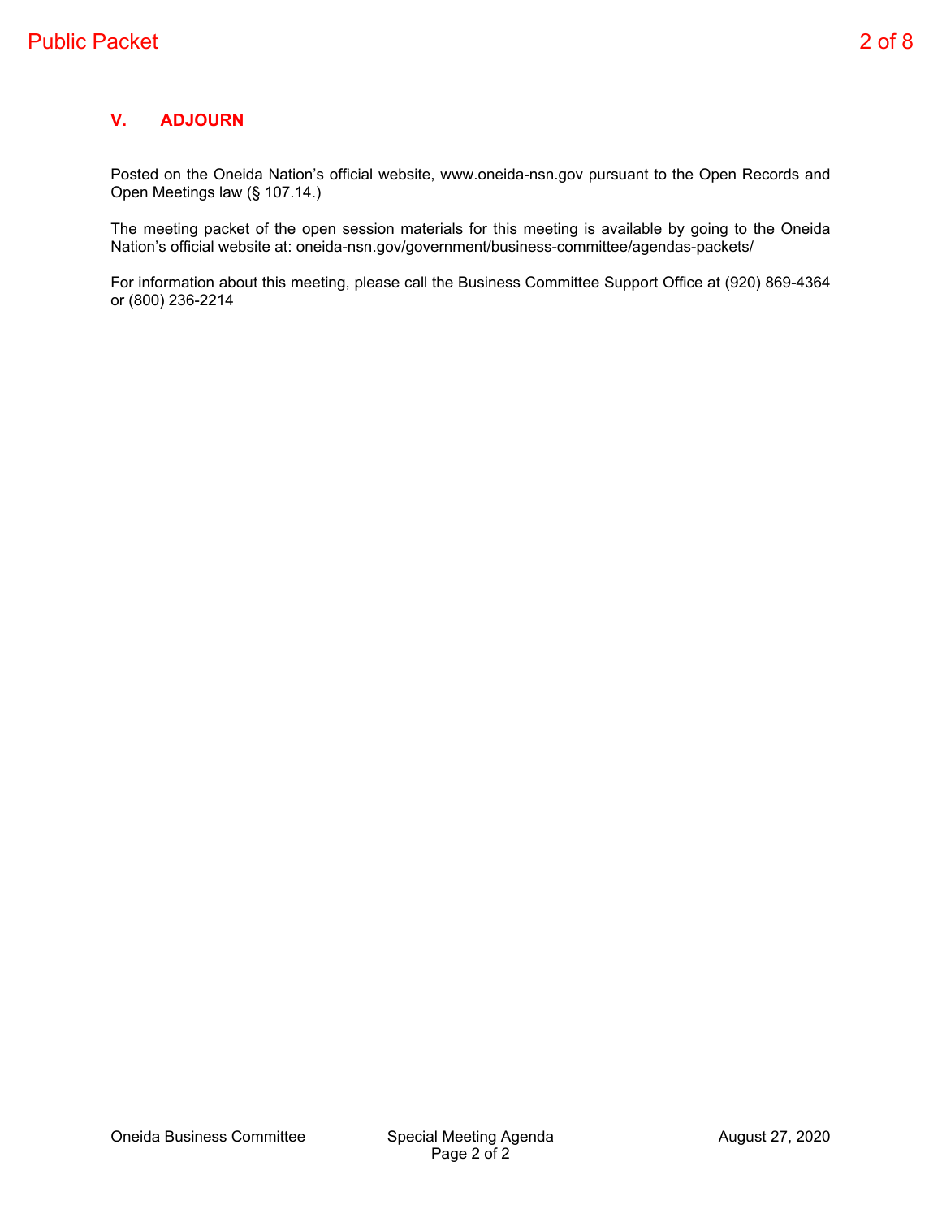## V. ADJOURN

Posted on the Oneida Nation's official website, www.oneida-nsn.gov pursuant to the Open Records and Open Meetings law (§ 107.14.)

The meeting packet of the open session materials for this meeting is available by going to the Oneida Nation's official website at: oneida-nsn.gov/government/business-committee/agendas-packets/

For information about this meeting, please call the Business Committee Support Office at (920) 869-4364 or (800) 236-2214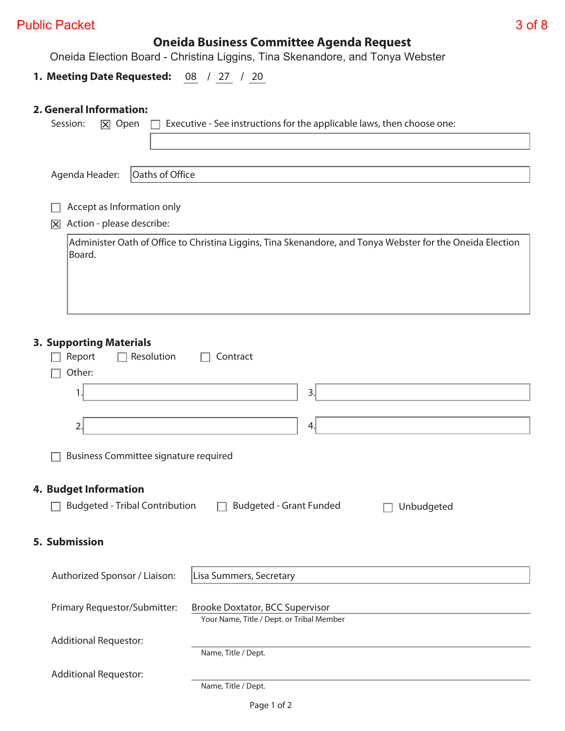# Oneida Business Committee Agenda Request

Oneida Election Board - Christina Liggins, Tina Skenandore, and Tonya Webster

**1. Meeting Date Requested:** 08 / 27 / 20

## 2. General Information:

Session: ☒ Open ☐ Executive - See instructions for the applicable laws, then choose one:

Agenda Header: Oats of Office

☐ Accept as Information only

☒ Action - please describe:

Administer Oath of Office to Christina Liggins, Tina Skenandore, and Tonya Webster for the Oneida Election Board.

## 3. Supporting Materials

☐ Report ☐ Resolution ☐ Contract

☐ Other:

1.

2.

3.

4.

☐ Business Committee signature required

## 4. Budget Information

☐ Budgeted - Tribal Contribution ☐ Budgeted - Grant Funded ☐ Unbudgeted

## 5. Submission

Authorized Sponsor / Liaison: Lisa Summers, Secretary

Primary Requestor/Submitter: Brooke Doxtator, BCC Supervisor
Your Name, Title / Dept. or Tribal Member

Additional Requestor:
Name, Title / Dept.

Additional Requestor:
Name, Title / Dept.

Page 1 of 2

# Oneida Business Committee Agenda Request

Oneida Election Board - Christina Liggins, Tina Skenandore, and Tonya Webster

**1. Meeting Date Requested:** 08 / 27 / 20

## 2. General Information:

Session: ☒ Open ☐ Executive - See instructions for the applicable laws, then choose one:

Agenda Header: Oaths of Office

☐ Accept as Information only

☒ Action - please describe:

Administer Oath of Office to Christina Liggins, Tina Skenandore, and Tonya Webster for the Oneida Election Board.

## 3. Supporting Materials

☐ Report ☐ Resolution ☐ Contract

☐ Other:

1.

2.

3.

4.

☐ Business Committee signature required

## 4. Budget Information

☐ Budgeted - Tribal Contribution ☐ Budgeted - Grant Funded ☐ Unbudgeted

## 5. Submission

Authorized Sponsor / Liaison: Lisa Summers, Secretary

Primary Requestor/Submitter: Brooke Doxtator, BCC Supervisor
Your Name, Title / Dept. or Tribal Member

Additional Requestor:
Name, Title / Dept.

Additional Requestor:
Name, Title / Dept.

Page 1 of 2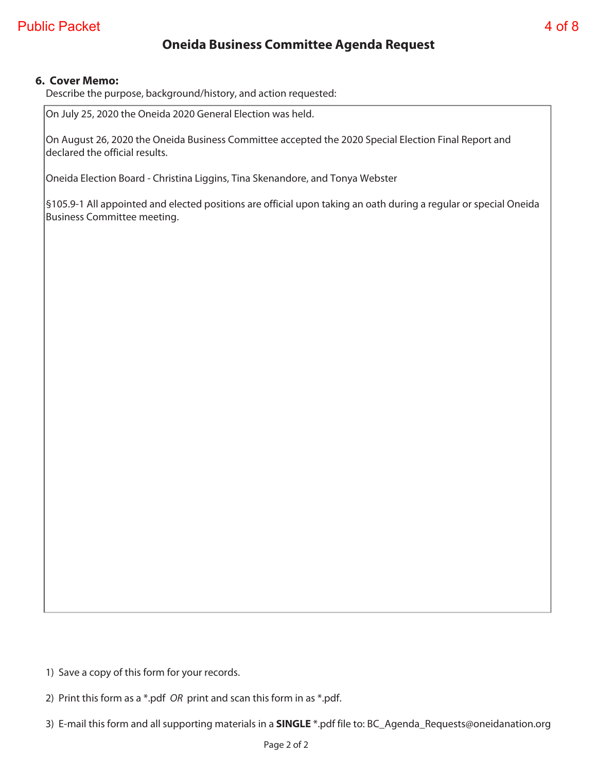# Oneida Business Committee Agenda Request

**6. Cover Memo:**

Describe the purpose, background/history, and action requested:

On July 25, 2020 the Oneida 2020 General Election was held.

On August 26, 2020 the Oneida Business Committee accepted the 2020 Special Election Final Report and declared the official results.

Oneida Election Board - Christina Liggins, Tina Skenandore, and Tonya Webster

§105.9-1 All appointed and elected positions are official upon taking an oath during a regular or special Oneida Business Committee meeting.

1) Save a copy of this form for your records.

2) Print this form as a *.pdf *OR* print and scan this form in as *.pdf.

3) E-mail this form and all supporting materials in a **SINGLE** *.pdf file to: BC_Agenda_Requests@oneidanation.org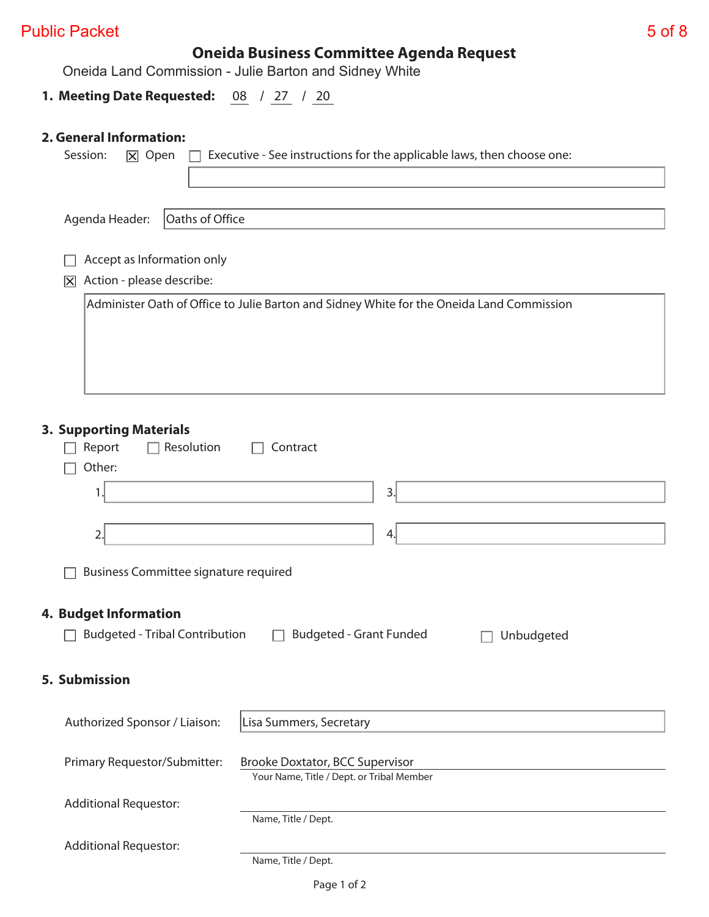# Oneida Business Committee Agenda Request

Oneida Land Commission - Julie Barton and Sidney White

**1. Meeting Date Requested:** 08 / 27 / 20

## 2. General Information:

Session: ☒ Open ☐ Executive - See instructions for the applicable laws, then choose one:

Agenda Header: Oaths of Office

☐ Accept as Information only

☒ Action - please describe:

Administer Oath of Office to Julie Barton and Sidney White for the Oneida Land Commission

## 3. Supporting Materials

☐ Report ☐ Resolution ☐ Contract

☐ Other:

1.
2.
3.
4.

☐ Business Committee signature required

## 4. Budget Information

☐ Budgeted - Tribal Contribution ☐ Budgeted - Grant Funded ☐ Unbudgeted

## 5. Submission

Authorized Sponsor / Liaison: Lisa Summers, Secretary

Primary Requestor/Submitter: Brooke Doxtator, BCC Supervisor
Your Name, Title / Dept. or Tribal Member

Additional Requestor:
Name, Title / Dept.

Additional Requestor:
Name, Title / Dept.

Page 1 of 2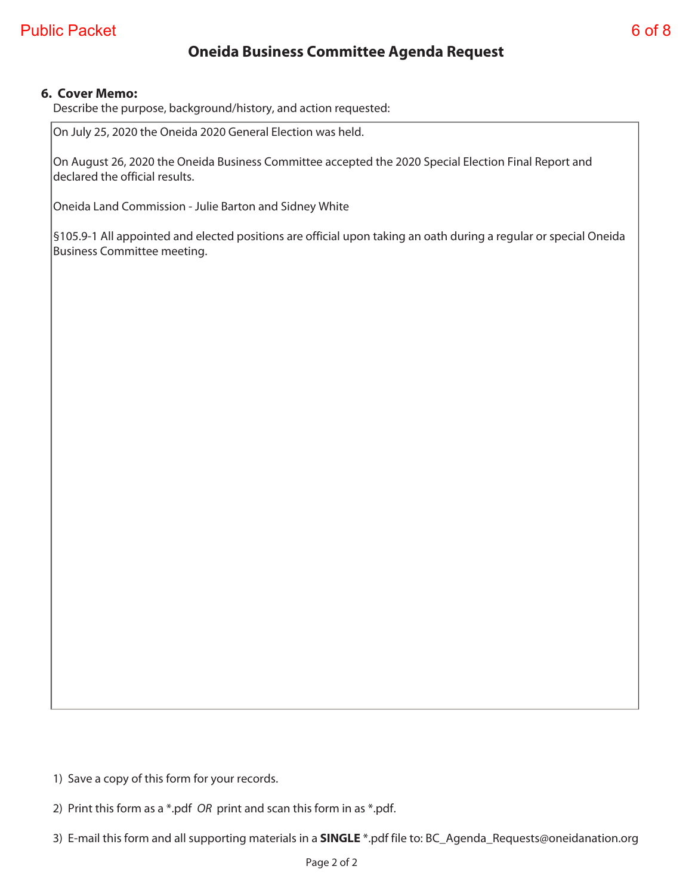# Oneida Business Committee Agenda Request

**6. Cover Memo:**

Describe the purpose, background/history, and action requested:

On July 25, 2020 the Oneida 2020 General Election was held.

On August 26, 2020 the Oneida Business Committee accepted the 2020 Special Election Final Report and declared the official results.

Oneida Land Commission - Julie Barton and Sidney White

§105.9-1 All appointed and elected positions are official upon taking an oath during a regular or special Oneida Business Committee meeting.

1) Save a copy of this form for your records.

2) Print this form as a *.pdf *OR* print and scan this form in as *.pdf.

3) E-mail this form and all supporting materials in a **SINGLE** *.pdf file to: BC_Agenda_Requests@oneidanation.org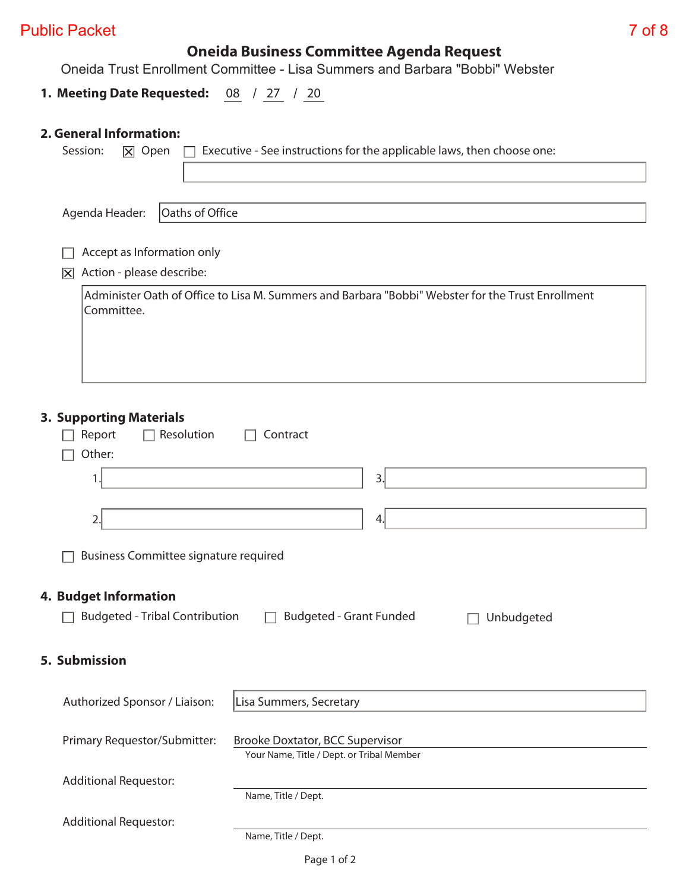# Oneida Business Committee Agenda Request

Oneida Trust Enrollment Committee - Lisa Summers and Barbara "Bobbi" Webster

## 1. Meeting Date Requested: 08 / 27 / 20

## 2. General Information:

Session: ☒ Open ☐ Executive - See instructions for the applicable laws, then choose one:

Agenda Header: Oaths of Office

☐ Accept as Information only

☒ Action - please describe:

Administer Oath of Office to Lisa M. Summers and Barbara "Bobbi" Webster for the Trust Enrollment Committee.

## 3. Supporting Materials

☐ Report ☐ Resolution ☐ Contract

☐ Other:

1.
2.
3.
4.

☐ Business Committee signature required

## 4. Budget Information

☐ Budgeted - Tribal Contribution ☐ Budgeted - Grant Funded ☐ Unbudgeted

## 5. Submission

Authorized Sponsor / Liaison: Lisa Summers, Secretary

Primary Requestor/Submitter: Brooke Doxtator, BCC Supervisor
Your Name, Title / Dept. or Tribal Member

Additional Requestor:
Name, Title / Dept.

Additional Requestor:
Name, Title / Dept.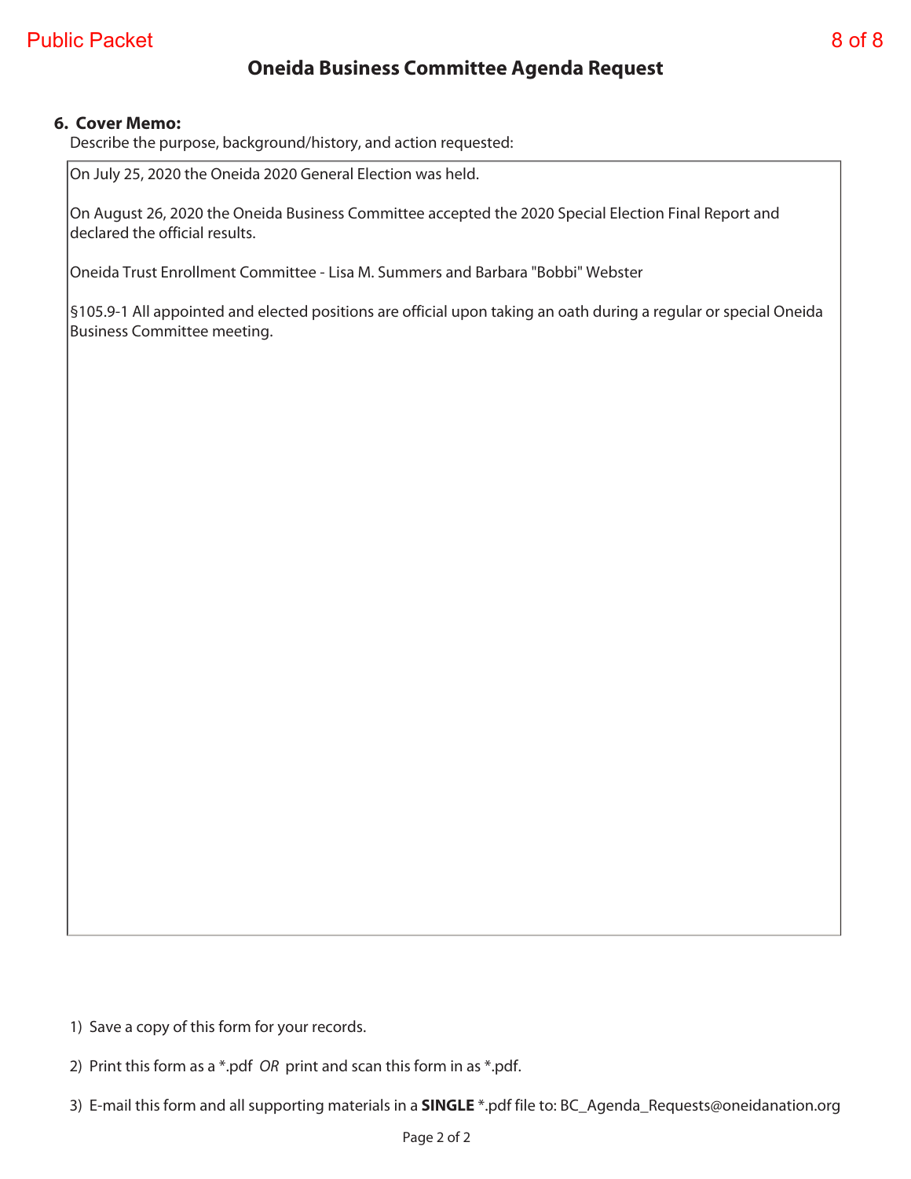# Oneida Business Committee Agenda Request

**6. Cover Memo:**

Describe the purpose, background/history, and action requested:

On July 25, 2020 the Oneida 2020 General Election was held.

On August 26, 2020 the Oneida Business Committee accepted the 2020 Special Election Final Report and declared the official results.

Oneida Trust Enrollment Committee - Lisa M. Summers and Barbara "Bobbi" Webster

§105.9-1 All appointed and elected positions are official upon taking an oath during a regular or special Oneida Business Committee meeting.

1) Save a copy of this form for your records.

2) Print this form as a *.pdf *OR* print and scan this form in as *.pdf.

3) E-mail this form and all supporting materials in a **SINGLE** *.pdf file to: BC_Agenda_Requests@oneidanation.org

Page 2 of 2